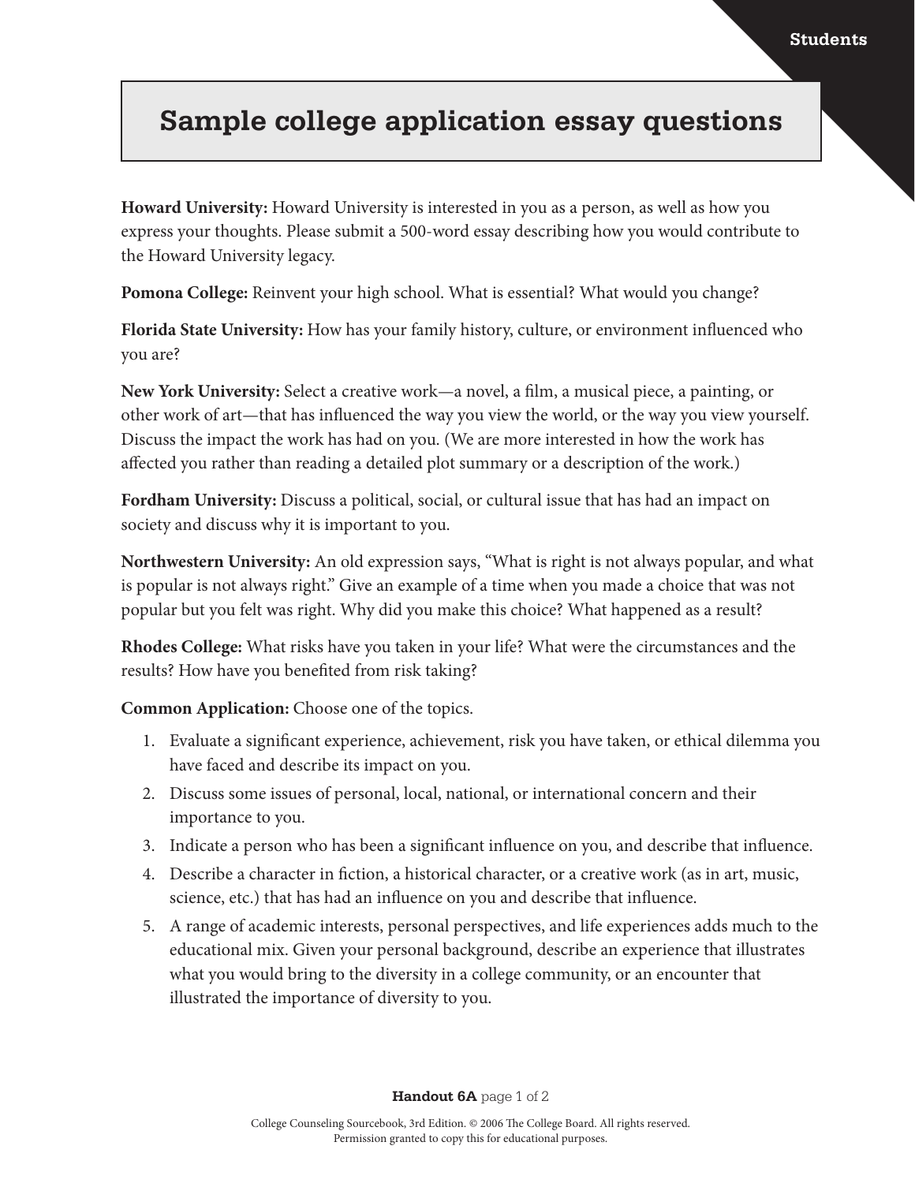# Sample college application essay questions

**Howard University:** Howard University is interested in you as a person, as well as how you express your thoughts. Please submit a 500-word essay describing how you would contribute to the Howard University legacy.

**Pomona College:** Reinvent your high school. What is essential? What would you change?

**Florida State University:** How has your family history, culture, or environment influenced who you are?

**New York University:** Select a creative work—a novel, a film, a musical piece, a painting, or other work of art—that has influenced the way you view the world, or the way you view yourself. Discuss the impact the work has had on you. (We are more interested in how the work has affected you rather than reading a detailed plot summary or a description of the work.)

**Fordham University:** Discuss a political, social, or cultural issue that has had an impact on society and discuss why it is important to you.

**Northwestern University:** An old expression says, "What is right is not always popular, and what is popular is not always right." Give an example of a time when you made a choice that was not popular but you felt was right. Why did you make this choice? What happened as a result?

**Rhodes College:** What risks have you taken in your life? What were the circumstances and the results? How have you benefited from risk taking?

**Common Application:** Choose one of the topics.

1. Evaluate a significant experience, achievement, risk you have taken, or ethical dilemma you have faced and describe its impact on you.
2. Discuss some issues of personal, local, national, or international concern and their importance to you.
3. Indicate a person who has been a significant influence on you, and describe that influence.
4. Describe a character in fiction, a historical character, or a creative work (as in art, music, science, etc.) that has had an influence on you and describe that influence.
5. A range of academic interests, personal perspectives, and life experiences adds much to the educational mix. Given your personal background, describe an experience that illustrates what you would bring to the diversity in a college community, or an encounter that illustrated the importance of diversity to you.

College Counseling Sourcebook, 3rd Edition. © 2006 The College Board. All rights reserved.
Permission granted to copy this for educational purposes.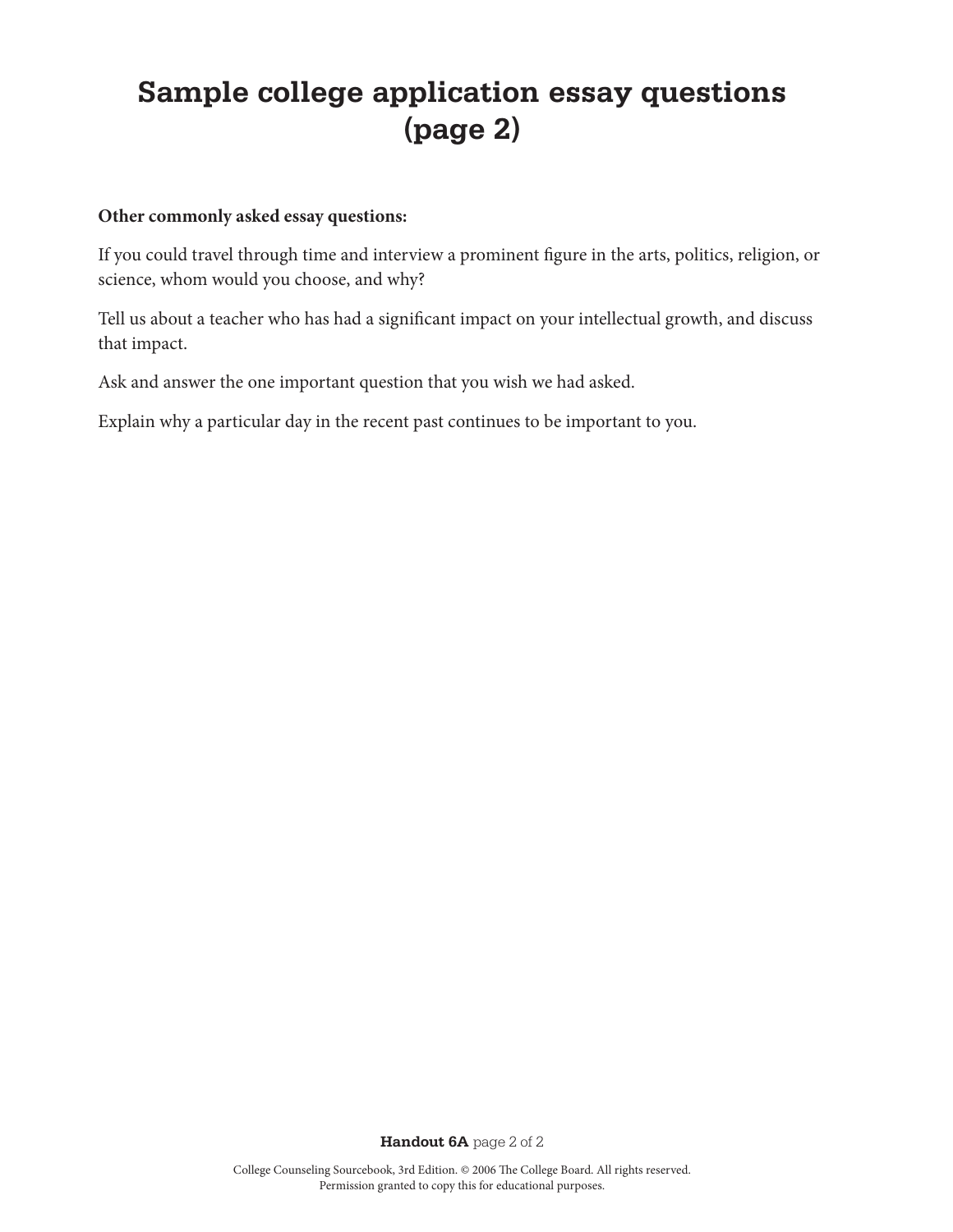# Sample college application essay questions (page 2)

**Other commonly asked essay questions:**

If you could travel through time and interview a prominent figure in the arts, politics, religion, or science, whom would you choose, and why?

Tell us about a teacher who has had a significant impact on your intellectual growth, and discuss that impact.

Ask and answer the one important question that you wish we had asked.

Explain why a particular day in the recent past continues to be important to you.